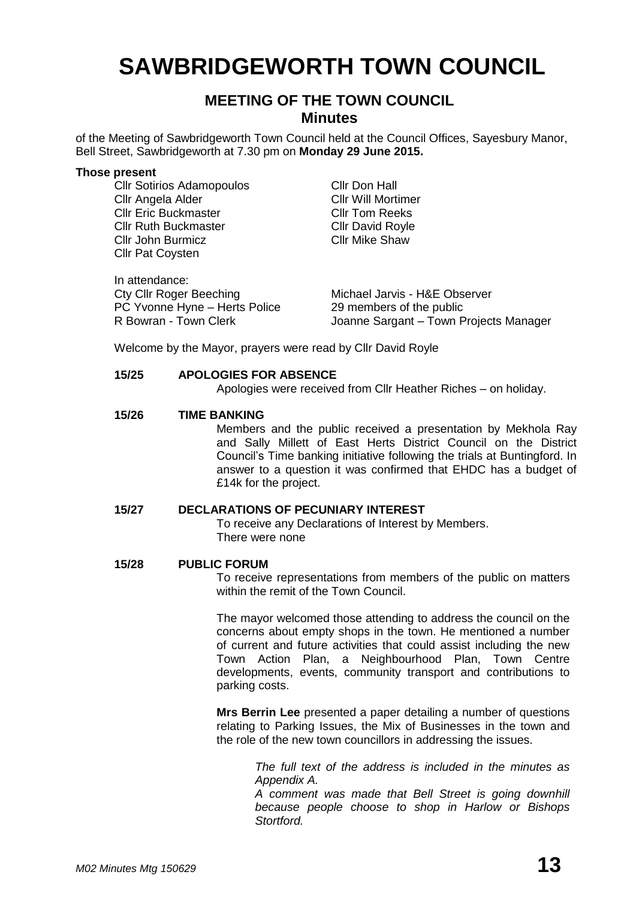# SAWBRIDGEWORTH TOWN COUNCIL

## MEETING OF THE TOWN COUNCIL
### Minutes

of the Meeting of Sawbridgeworth Town Council held at the Council Offices, Sayesbury Manor, Bell Street, Sawbridgeworth at 7.30 pm on **Monday 29 June 2015.**

**Those present**

Cllr Sotirios Adamopoulos
Cllr Angela Alder
Cllr Eric Buckmaster
Cllr Ruth Buckmaster
Cllr John Burmicz
Cllr Pat Coysten
Cllr Don Hall
Cllr Will Mortimer
Cllr Tom Reeks
Cllr David Royle
Cllr Mike Shaw

In attendance:
Cty Cllr Roger Beeching
PC Yvonne Hyne – Herts Police
R Bowran - Town Clerk
Michael Jarvis - H&E Observer
29 members of the public
Joanne Sargant – Town Projects Manager

Welcome by the Mayor, prayers were read by Cllr David Royle

**15/25 APOLOGIES FOR ABSENCE**

Apologies were received from Cllr Heather Riches – on holiday.

**15/26 TIME BANKING**

Members and the public received a presentation by Mekhola Ray and Sally Millett of East Herts District Council on the District Council's Time banking initiative following the trials at Buntingford. In answer to a question it was confirmed that EHDC has a budget of £14k for the project.

**15/27 DECLARATIONS OF PECUNIARY INTEREST**

To receive any Declarations of Interest by Members.
There were none

**15/28 PUBLIC FORUM**

To receive representations from members of the public on matters within the remit of the Town Council.

The mayor welcomed those attending to address the council on the concerns about empty shops in the town. He mentioned a number of current and future activities that could assist including the new Town Action Plan, a Neighbourhood Plan, Town Centre developments, events, community transport and contributions to parking costs.

**Mrs Berrin Lee** presented a paper detailing a number of questions relating to Parking Issues, the Mix of Businesses in the town and the role of the new town councillors in addressing the issues.

*The full text of the address is included in the minutes as Appendix A.*
*A comment was made that Bell Street is going downhill because people choose to shop in Harlow or Bishops Stortford.*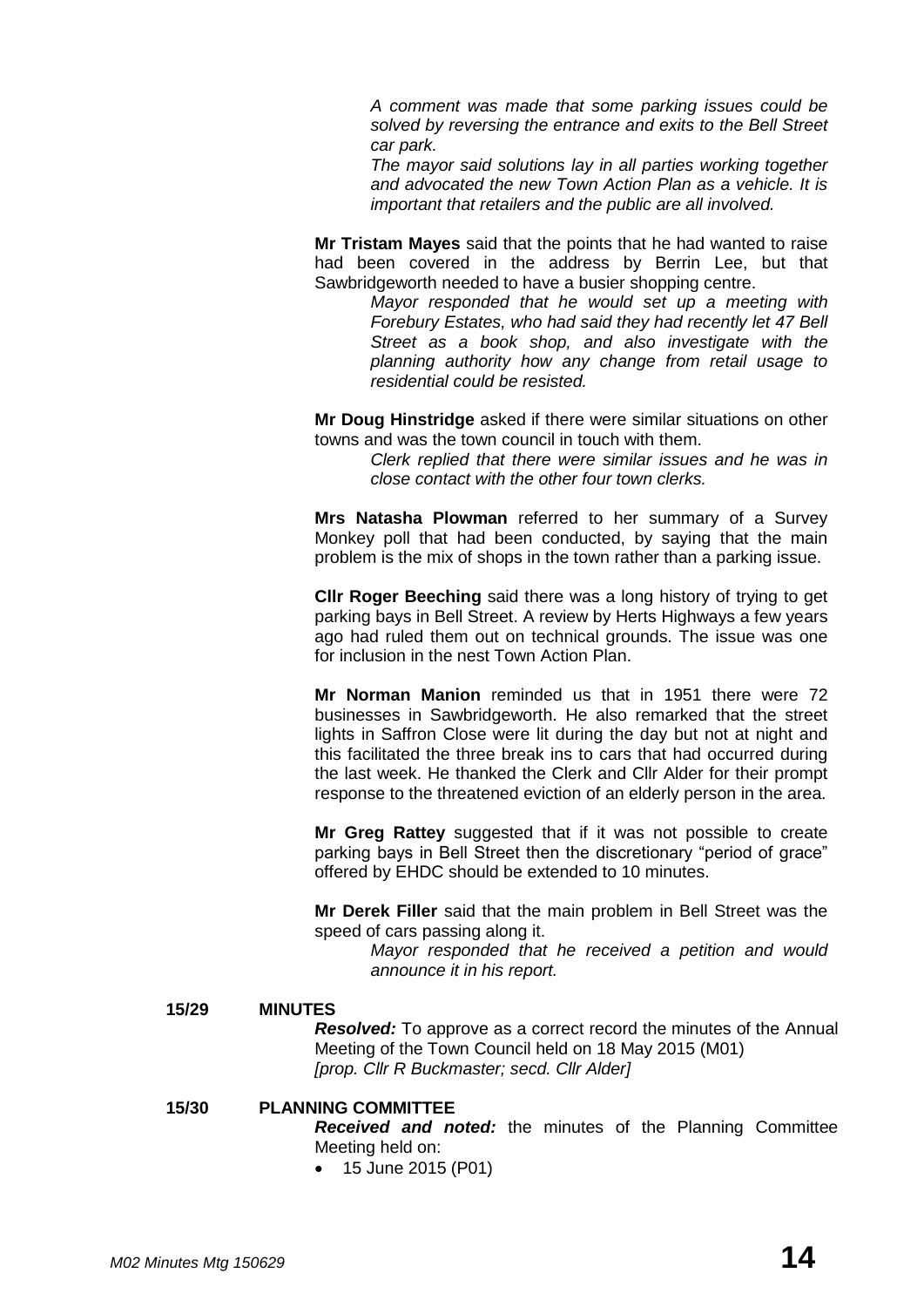*A comment was made that some parking issues could be solved by reversing the entrance and exits to the Bell Street car park.*

*The mayor said solutions lay in all parties working together and advocated the new Town Action Plan as a vehicle. It is important that retailers and the public are all involved.*

**Mr Tristam Mayes** said that the points that he had wanted to raise had been covered in the address by Berrin Lee, but that Sawbridgeworth needed to have a busier shopping centre.

*Mayor responded that he would set up a meeting with Forebury Estates, who had said they had recently let 47 Bell Street as a book shop, and also investigate with the planning authority how any change from retail usage to residential could be resisted.*

**Mr Doug Hinstridge** asked if there were similar situations on other towns and was the town council in touch with them.

*Clerk replied that there were similar issues and he was in close contact with the other four town clerks.*

**Mrs Natasha Plowman** referred to her summary of a Survey Monkey poll that had been conducted, by saying that the main problem is the mix of shops in the town rather than a parking issue.

**Cllr Roger Beeching** said there was a long history of trying to get parking bays in Bell Street. A review by Herts Highways a few years ago had ruled them out on technical grounds. The issue was one for inclusion in the nest Town Action Plan.

**Mr Norman Manion** reminded us that in 1951 there were 72 businesses in Sawbridgeworth. He also remarked that the street lights in Saffron Close were lit during the day but not at night and this facilitated the three break ins to cars that had occurred during the last week. He thanked the Clerk and Cllr Alder for their prompt response to the threatened eviction of an elderly person in the area.

**Mr Greg Rattey** suggested that if it was not possible to create parking bays in Bell Street then the discretionary "period of grace" offered by EHDC should be extended to 10 minutes.

**Mr Derek Filler** said that the main problem in Bell Street was the speed of cars passing along it.

*Mayor responded that he received a petition and would announce it in his report.*

**15/29 MINUTES**

***Resolved:*** To approve as a correct record the minutes of the Annual Meeting of the Town Council held on 18 May 2015 (M01)
*[prop. Cllr R Buckmaster; secd. Cllr Alder]*

**15/30 PLANNING COMMITTEE**

***Received and noted:*** the minutes of the Planning Committee Meeting held on:

- 15 June 2015 (P01)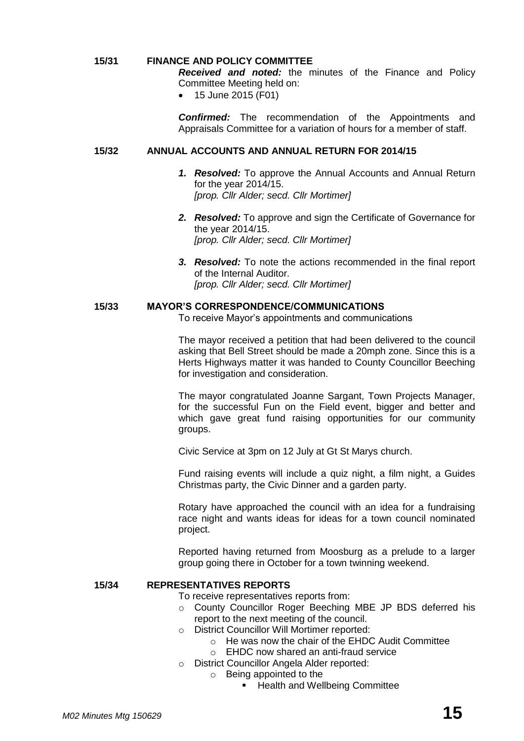## 15/31 FINANCE AND POLICY COMMITTEE

***Received and noted:*** the minutes of the Finance and Policy Committee Meeting held on:

- 15 June 2015 (F01)

***Confirmed:*** The recommendation of the Appointments and Appraisals Committee for a variation of hours for a member of staff.

## 15/32 ANNUAL ACCOUNTS AND ANNUAL RETURN FOR 2014/15

1. ***Resolved:*** To approve the Annual Accounts and Annual Return for the year 2014/15.
   *[prop. Cllr Alder; secd. Cllr Mortimer]*

2. ***Resolved:*** To approve and sign the Certificate of Governance for the year 2014/15.
   *[prop. Cllr Alder; secd. Cllr Mortimer]*

3. ***Resolved:*** To note the actions recommended in the final report of the Internal Auditor.
   *[prop. Cllr Alder; secd. Cllr Mortimer]*

## 15/33 MAYOR'S CORRESPONDENCE/COMMUNICATIONS

To receive Mayor's appointments and communications

The mayor received a petition that had been delivered to the council asking that Bell Street should be made a 20mph zone. Since this is a Herts Highways matter it was handed to County Councillor Beeching for investigation and consideration.

The mayor congratulated Joanne Sargant, Town Projects Manager, for the successful Fun on the Field event, bigger and better and which gave great fund raising opportunities for our community groups.

Civic Service at 3pm on 12 July at Gt St Marys church.

Fund raising events will include a quiz night, a film night, a Guides Christmas party, the Civic Dinner and a garden party.

Rotary have approached the council with an idea for a fundraising race night and wants ideas for ideas for a town council nominated project.

Reported having returned from Moosburg as a prelude to a larger group going there in October for a town twinning weekend.

## 15/34 REPRESENTATIVES REPORTS

To receive representatives reports from:

- County Councillor Roger Beeching MBE JP BDS deferred his report to the next meeting of the council.
- District Councillor Will Mortimer reported:
  - He was now the chair of the EHDC Audit Committee
  - EHDC now shared an anti-fraud service
- District Councillor Angela Alder reported:
  - Being appointed to the
    - Health and Wellbeing Committee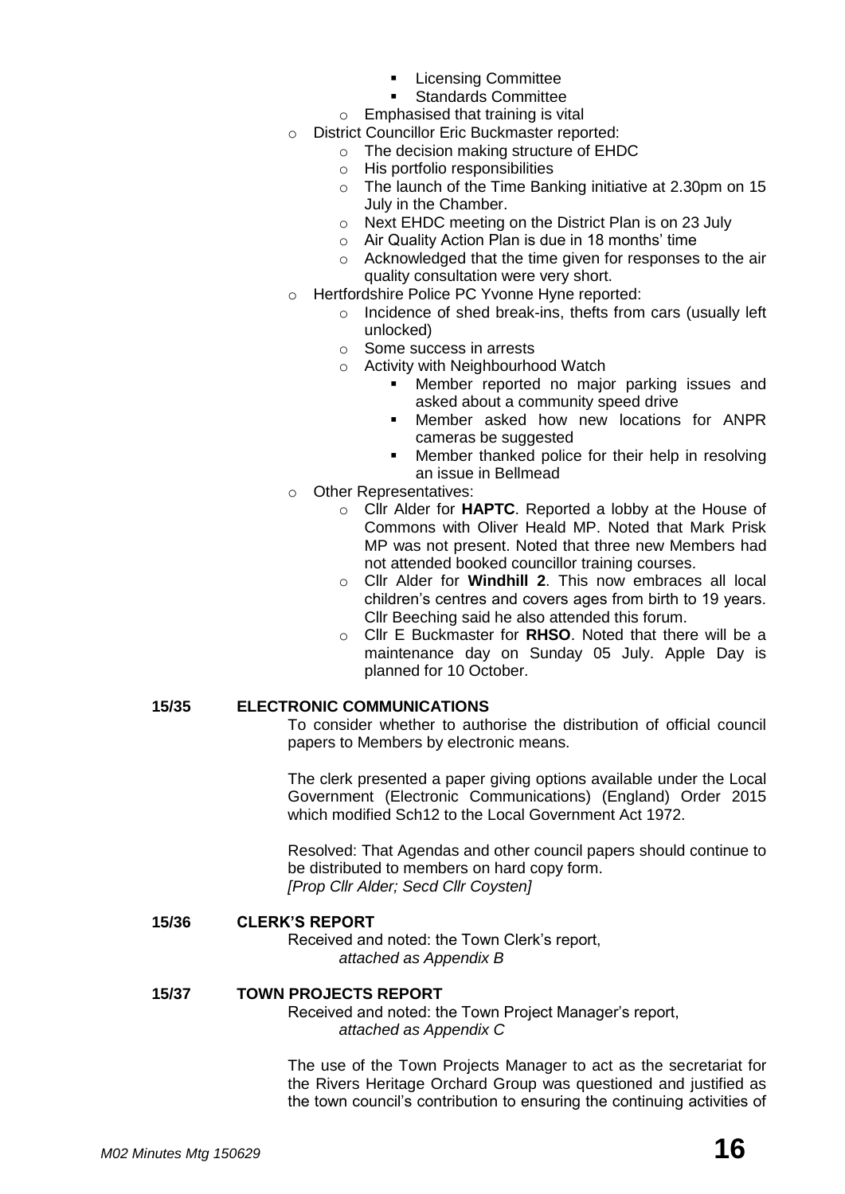- Licensing Committee
        - Standards Committee
    - Emphasised that training is vital
- District Councillor Eric Buckmaster reported:
    - The decision making structure of EHDC
    - His portfolio responsibilities
    - The launch of the Time Banking initiative at 2.30pm on 15 July in the Chamber.
    - Next EHDC meeting on the District Plan is on 23 July
    - Air Quality Action Plan is due in 18 months' time
    - Acknowledged that the time given for responses to the air quality consultation were very short.
- Hertfordshire Police PC Yvonne Hyne reported:
    - Incidence of shed break-ins, thefts from cars (usually left unlocked)
    - Some success in arrests
    - Activity with Neighbourhood Watch
        - Member reported no major parking issues and asked about a community speed drive
        - Member asked how new locations for ANPR cameras be suggested
        - Member thanked police for their help in resolving an issue in Bellmead
- Other Representatives:
    - Cllr Alder for **HAPTC**. Reported a lobby at the House of Commons with Oliver Heald MP. Noted that Mark Prisk MP was not present. Noted that three new Members had not attended booked councillor training courses.
    - Cllr Alder for **Windhill 2**. This now embraces all local children's centres and covers ages from birth to 19 years. Cllr Beeching said he also attended this forum.
    - Cllr E Buckmaster for **RHSO**. Noted that there will be a maintenance day on Sunday 05 July. Apple Day is planned for 10 October.

## 15/35 ELECTRONIC COMMUNICATIONS

To consider whether to authorise the distribution of official council papers to Members by electronic means.

The clerk presented a paper giving options available under the Local Government (Electronic Communications) (England) Order 2015 which modified Sch12 to the Local Government Act 1972.

Resolved: That Agendas and other council papers should continue to be distributed to members on hard copy form.
*[Prop Cllr Alder; Secd Cllr Coysten]*

## 15/36 CLERK'S REPORT

Received and noted: the Town Clerk's report,
*attached as Appendix B*

## 15/37 TOWN PROJECTS REPORT

Received and noted: the Town Project Manager's report,
*attached as Appendix C*

The use of the Town Projects Manager to act as the secretariat for the Rivers Heritage Orchard Group was questioned and justified as the town council's contribution to ensuring the continuing activities of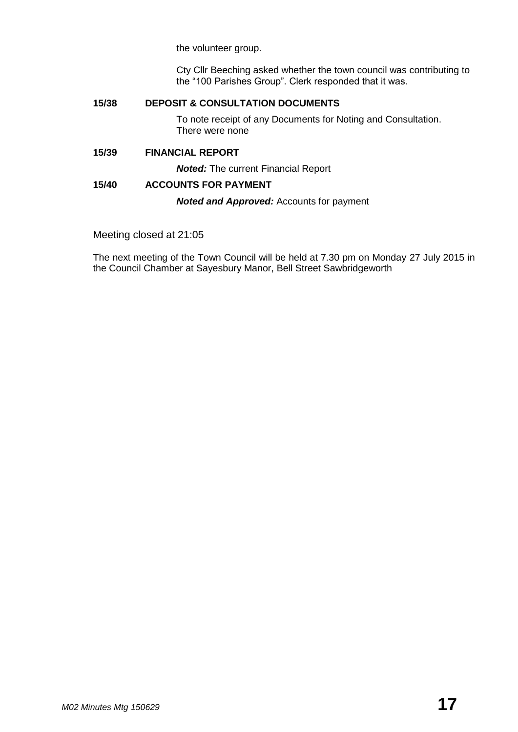the volunteer group.

Cty Cllr Beeching asked whether the town council was contributing to the "100 Parishes Group". Clerk responded that it was.

**15/38 DEPOSIT & CONSULTATION DOCUMENTS**

To note receipt of any Documents for Noting and Consultation. There were none

**15/39 FINANCIAL REPORT**

***Noted:*** The current Financial Report

**15/40 ACCOUNTS FOR PAYMENT**

***Noted and Approved:*** Accounts for payment

Meeting closed at 21:05

The next meeting of the Town Council will be held at 7.30 pm on Monday 27 July 2015 in the Council Chamber at Sayesbury Manor, Bell Street Sawbridgeworth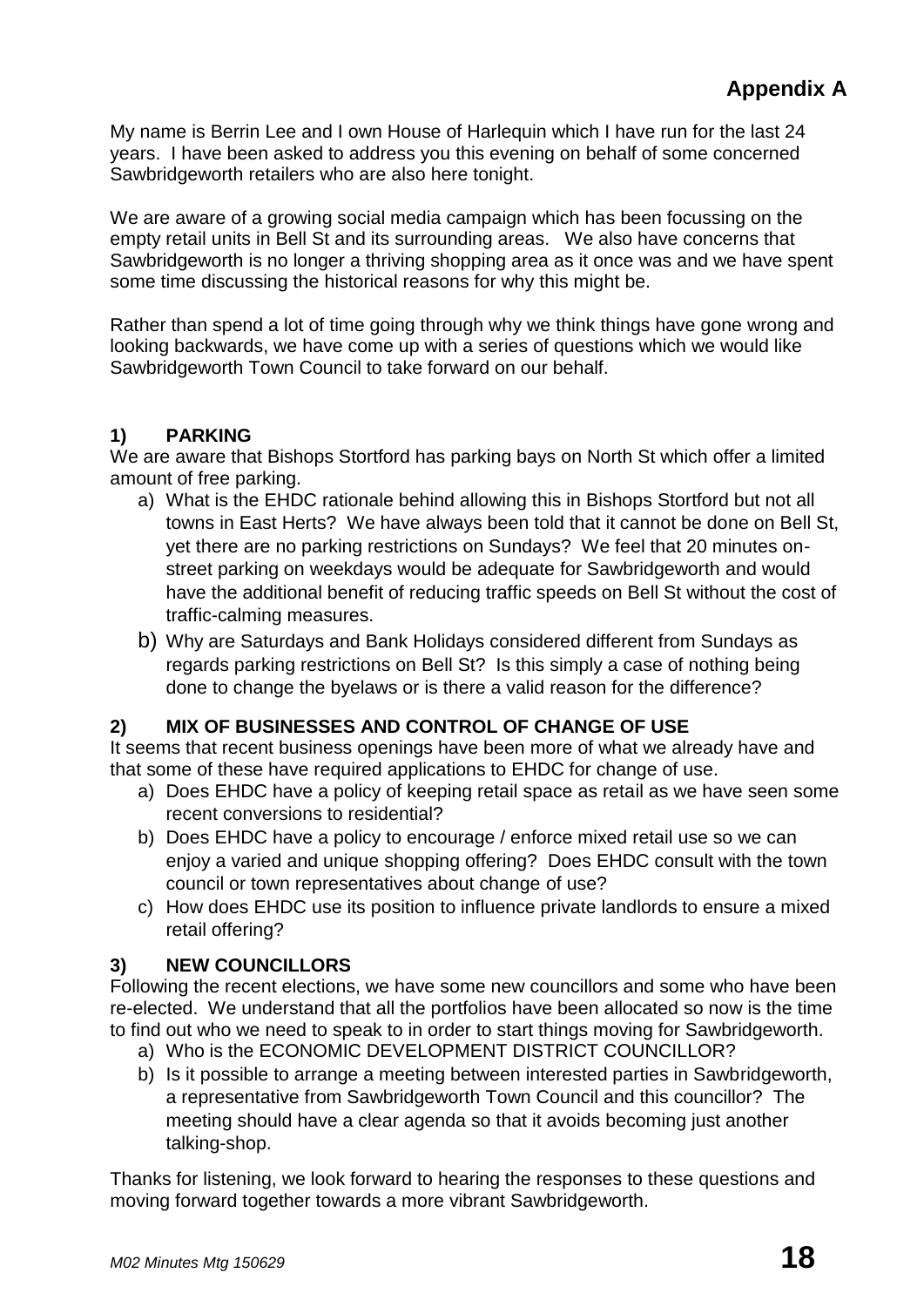# Appendix A

My name is Berrin Lee and I own House of Harlequin which I have run for the last 24 years. I have been asked to address you this evening on behalf of some concerned Sawbridgeworth retailers who are also here tonight.

We are aware of a growing social media campaign which has been focussing on the empty retail units in Bell St and its surrounding areas. We also have concerns that Sawbridgeworth is no longer a thriving shopping area as it once was and we have spent some time discussing the historical reasons for why this might be.

Rather than spend a lot of time going through why we think things have gone wrong and looking backwards, we have come up with a series of questions which we would like Sawbridgeworth Town Council to take forward on our behalf.

### 1) PARKING

We are aware that Bishops Stortford has parking bays on North St which offer a limited amount of free parking.

a) What is the EHDC rationale behind allowing this in Bishops Stortford but not all towns in East Herts? We have always been told that it cannot be done on Bell St, yet there are no parking restrictions on Sundays? We feel that 20 minutes on-street parking on weekdays would be adequate for Sawbridgeworth and would have the additional benefit of reducing traffic speeds on Bell St without the cost of traffic-calming measures.

b) Why are Saturdays and Bank Holidays considered different from Sundays as regards parking restrictions on Bell St? Is this simply a case of nothing being done to change the byelaws or is there a valid reason for the difference?

### 2) MIX OF BUSINESSES AND CONTROL OF CHANGE OF USE

It seems that recent business openings have been more of what we already have and that some of these have required applications to EHDC for change of use.

a) Does EHDC have a policy of keeping retail space as retail as we have seen some recent conversions to residential?

b) Does EHDC have a policy to encourage / enforce mixed retail use so we can enjoy a varied and unique shopping offering? Does EHDC consult with the town council or town representatives about change of use?

c) How does EHDC use its position to influence private landlords to ensure a mixed retail offering?

### 3) NEW COUNCILLORS

Following the recent elections, we have some new councillors and some who have been re-elected. We understand that all the portfolios have been allocated so now is the time to find out who we need to speak to in order to start things moving for Sawbridgeworth.

a) Who is the ECONOMIC DEVELOPMENT DISTRICT COUNCILLOR?

b) Is it possible to arrange a meeting between interested parties in Sawbridgeworth, a representative from Sawbridgeworth Town Council and this councillor? The meeting should have a clear agenda so that it avoids becoming just another talking-shop.

Thanks for listening, we look forward to hearing the responses to these questions and moving forward together towards a more vibrant Sawbridgeworth.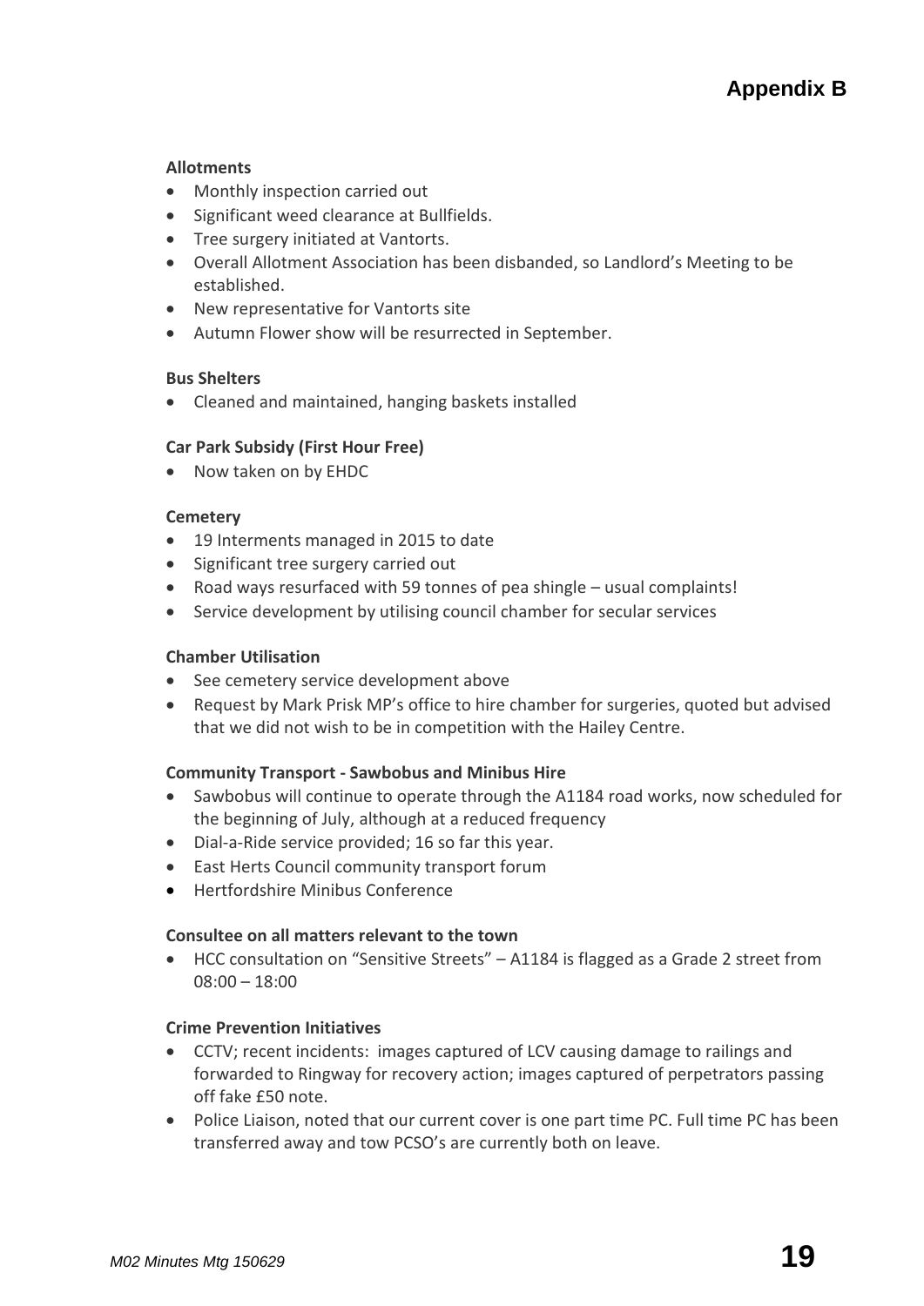# Appendix B

**Allotments**

- Monthly inspection carried out
- Significant weed clearance at Bullfields.
- Tree surgery initiated at Vantorts.
- Overall Allotment Association has been disbanded, so Landlord's Meeting to be established.
- New representative for Vantorts site
- Autumn Flower show will be resurrected in September.

**Bus Shelters**

- Cleaned and maintained, hanging baskets installed

**Car Park Subsidy (First Hour Free)**

- Now taken on by EHDC

**Cemetery**

- 19 Interments managed in 2015 to date
- Significant tree surgery carried out
- Road ways resurfaced with 59 tonnes of pea shingle – usual complaints!
- Service development by utilising council chamber for secular services

**Chamber Utilisation**

- See cemetery service development above
- Request by Mark Prisk MP's office to hire chamber for surgeries, quoted but advised that we did not wish to be in competition with the Hailey Centre.

**Community Transport - Sawbobus and Minibus Hire**

- Sawbobus will continue to operate through the A1184 road works, now scheduled for the beginning of July, although at a reduced frequency
- Dial-a-Ride service provided; 16 so far this year.
- East Herts Council community transport forum
- Hertfordshire Minibus Conference

**Consultee on all matters relevant to the town**

- HCC consultation on "Sensitive Streets" – A1184 is flagged as a Grade 2 street from 08:00 – 18:00

**Crime Prevention Initiatives**

- CCTV; recent incidents: images captured of LCV causing damage to railings and forwarded to Ringway for recovery action; images captured of perpetrators passing off fake £50 note.
- Police Liaison, noted that our current cover is one part time PC. Full time PC has been transferred away and tow PCSO's are currently both on leave.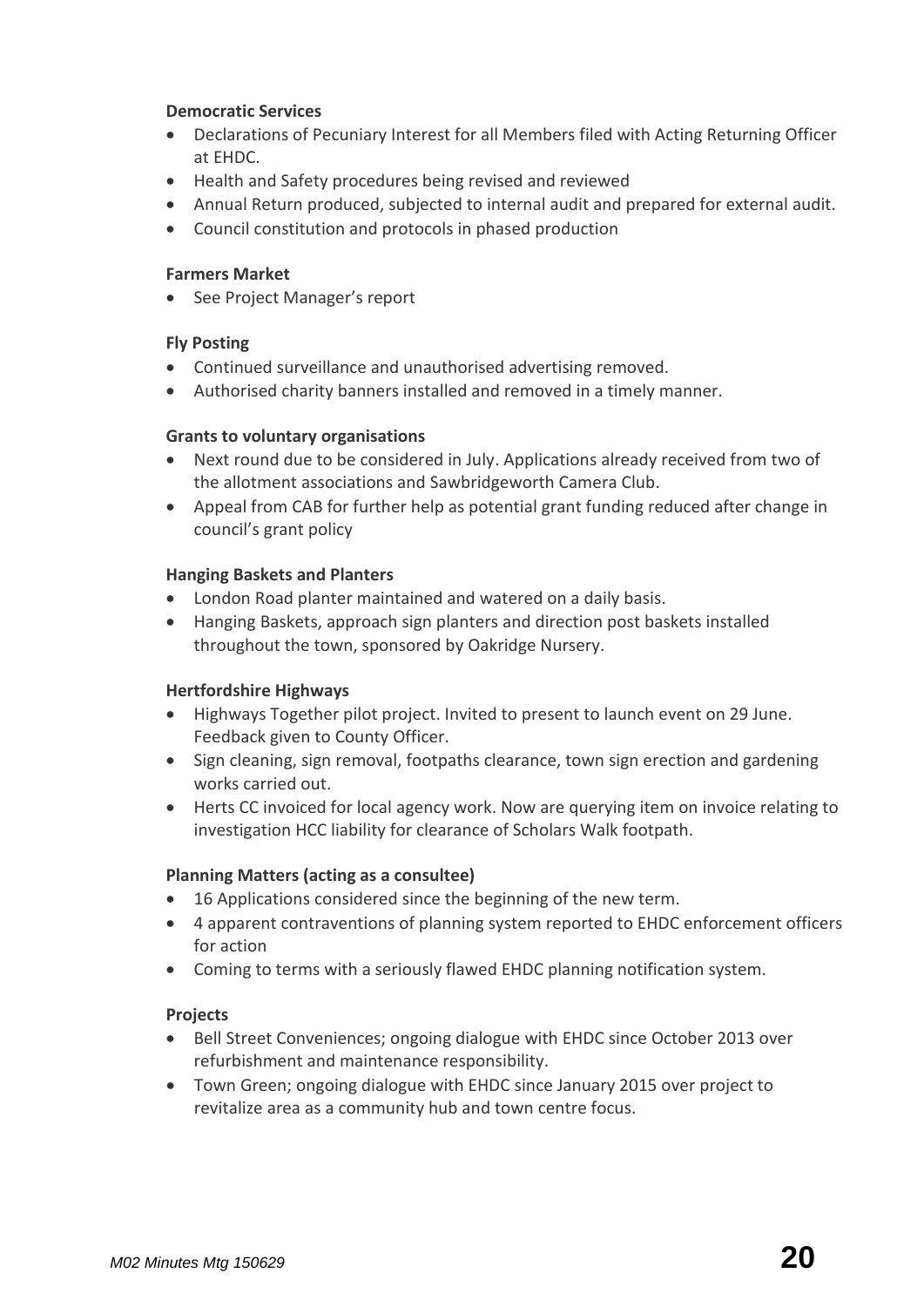**Democratic Services**

- Declarations of Pecuniary Interest for all Members filed with Acting Returning Officer at EHDC.
- Health and Safety procedures being revised and reviewed
- Annual Return produced, subjected to internal audit and prepared for external audit.
- Council constitution and protocols in phased production

**Farmers Market**

- See Project Manager's report

**Fly Posting**

- Continued surveillance and unauthorised advertising removed.
- Authorised charity banners installed and removed in a timely manner.

**Grants to voluntary organisations**

- Next round due to be considered in July. Applications already received from two of the allotment associations and Sawbridgeworth Camera Club.
- Appeal from CAB for further help as potential grant funding reduced after change in council's grant policy

**Hanging Baskets and Planters**

- London Road planter maintained and watered on a daily basis.
- Hanging Baskets, approach sign planters and direction post baskets installed throughout the town, sponsored by Oakridge Nursery.

**Hertfordshire Highways**

- Highways Together pilot project. Invited to present to launch event on 29 June. Feedback given to County Officer.
- Sign cleaning, sign removal, footpaths clearance, town sign erection and gardening works carried out.
- Herts CC invoiced for local agency work. Now are querying item on invoice relating to investigation HCC liability for clearance of Scholars Walk footpath.

**Planning Matters (acting as a consultee)**

- 16 Applications considered since the beginning of the new term.
- 4 apparent contraventions of planning system reported to EHDC enforcement officers for action
- Coming to terms with a seriously flawed EHDC planning notification system.

**Projects**

- Bell Street Conveniences; ongoing dialogue with EHDC since October 2013 over refurbishment and maintenance responsibility.
- Town Green; ongoing dialogue with EHDC since January 2015 over project to revitalize area as a community hub and town centre focus.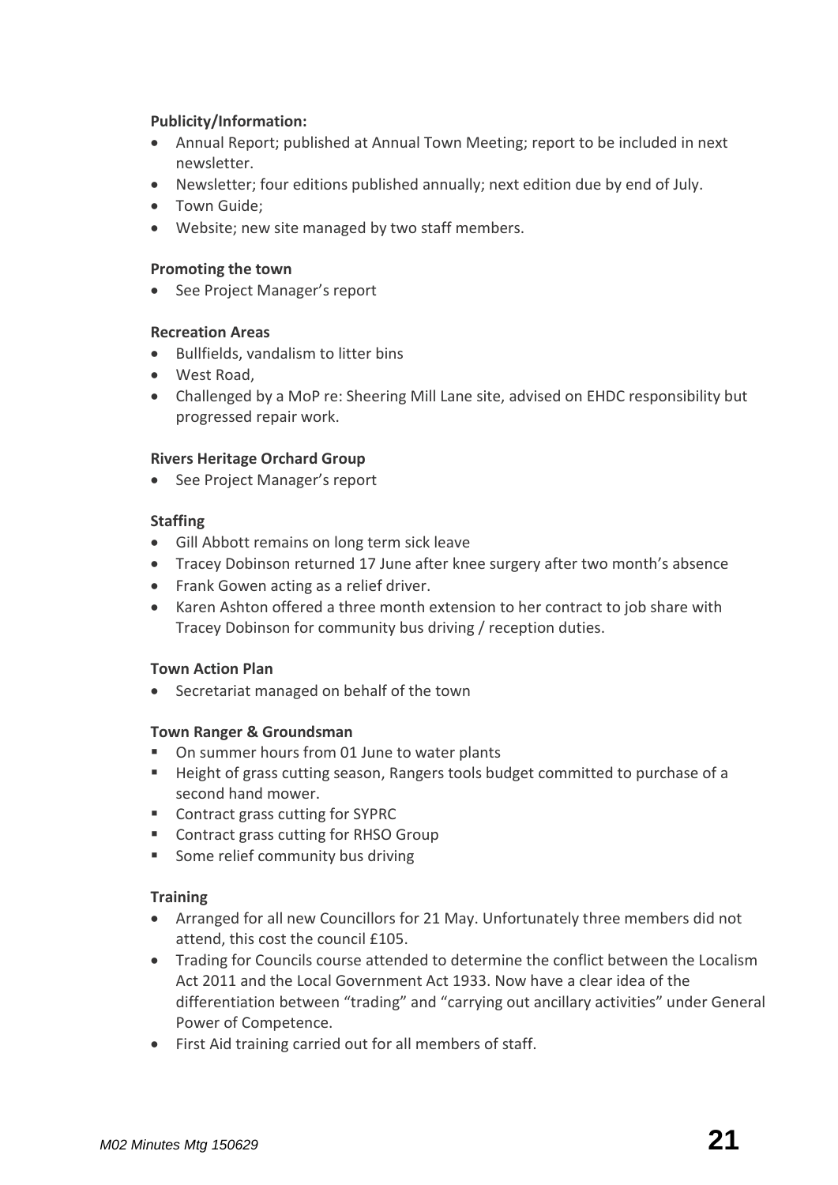**Publicity/Information:**

- Annual Report; published at Annual Town Meeting; report to be included in next newsletter.
- Newsletter; four editions published annually; next edition due by end of July.
- Town Guide;
- Website; new site managed by two staff members.

**Promoting the town**

- See Project Manager's report

**Recreation Areas**

- Bullfields, vandalism to litter bins
- West Road,
- Challenged by a MoP re: Sheering Mill Lane site, advised on EHDC responsibility but progressed repair work.

**Rivers Heritage Orchard Group**

- See Project Manager's report

**Staffing**

- Gill Abbott remains on long term sick leave
- Tracey Dobinson returned 17 June after knee surgery after two month's absence
- Frank Gowen acting as a relief driver.
- Karen Ashton offered a three month extension to her contract to job share with Tracey Dobinson for community bus driving / reception duties.

**Town Action Plan**

- Secretariat managed on behalf of the town

**Town Ranger & Groundsman**

- On summer hours from 01 June to water plants
- Height of grass cutting season, Rangers tools budget committed to purchase of a second hand mower.
- Contract grass cutting for SYPRC
- Contract grass cutting for RHSO Group
- Some relief community bus driving

**Training**

- Arranged for all new Councillors for 21 May. Unfortunately three members did not attend, this cost the council £105.
- Trading for Councils course attended to determine the conflict between the Localism Act 2011 and the Local Government Act 1933. Now have a clear idea of the differentiation between "trading" and "carrying out ancillary activities" under General Power of Competence.
- First Aid training carried out for all members of staff.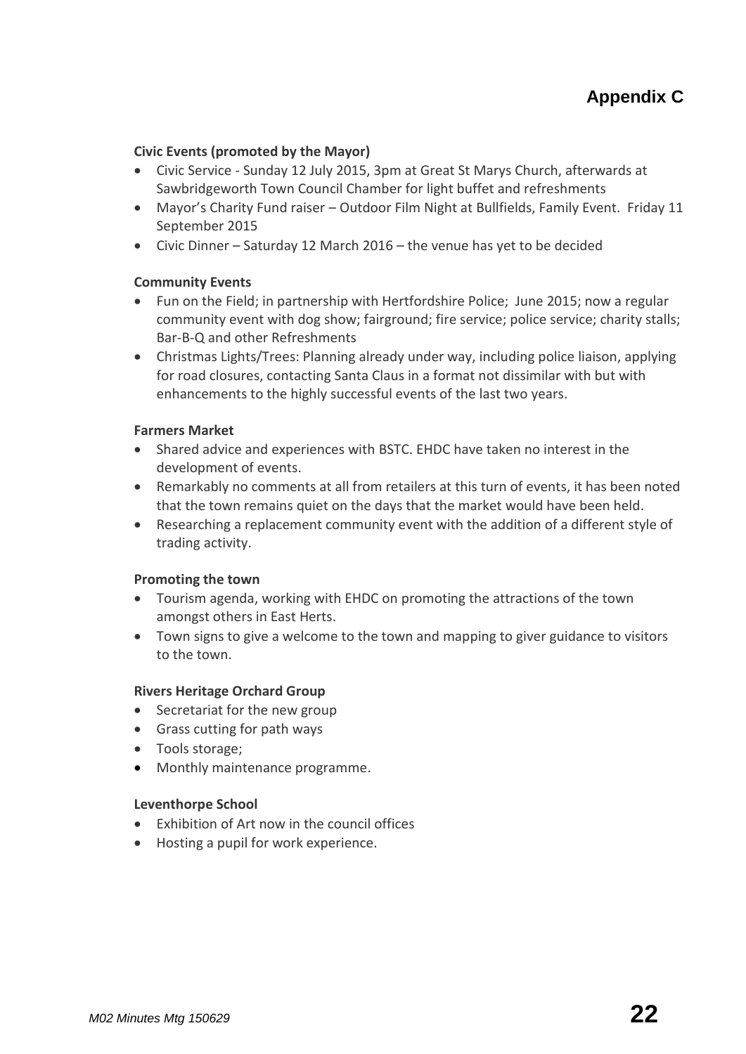# Appendix C

**Civic Events (promoted by the Mayor)**

- Civic Service - Sunday 12 July 2015, 3pm at Great St Marys Church, afterwards at Sawbridgeworth Town Council Chamber for light buffet and refreshments
- Mayor's Charity Fund raiser – Outdoor Film Night at Bullfields, Family Event. Friday 11 September 2015
- Civic Dinner – Saturday 12 March 2016 – the venue has yet to be decided

**Community Events**

- Fun on the Field; in partnership with Hertfordshire Police; June 2015; now a regular community event with dog show; fairground; fire service; police service; charity stalls; Bar-B-Q and other Refreshments
- Christmas Lights/Trees: Planning already under way, including police liaison, applying for road closures, contacting Santa Claus in a format not dissimilar with but with enhancements to the highly successful events of the last two years.

**Farmers Market**

- Shared advice and experiences with BSTC. EHDC have taken no interest in the development of events.
- Remarkably no comments at all from retailers at this turn of events, it has been noted that the town remains quiet on the days that the market would have been held.
- Researching a replacement community event with the addition of a different style of trading activity.

**Promoting the town**

- Tourism agenda, working with EHDC on promoting the attractions of the town amongst others in East Herts.
- Town signs to give a welcome to the town and mapping to giver guidance to visitors to the town.

**Rivers Heritage Orchard Group**

- Secretariat for the new group
- Grass cutting for path ways
- Tools storage;
- Monthly maintenance programme.

**Leventhorpe School**

- Exhibition of Art now in the council offices
- Hosting a pupil for work experience.